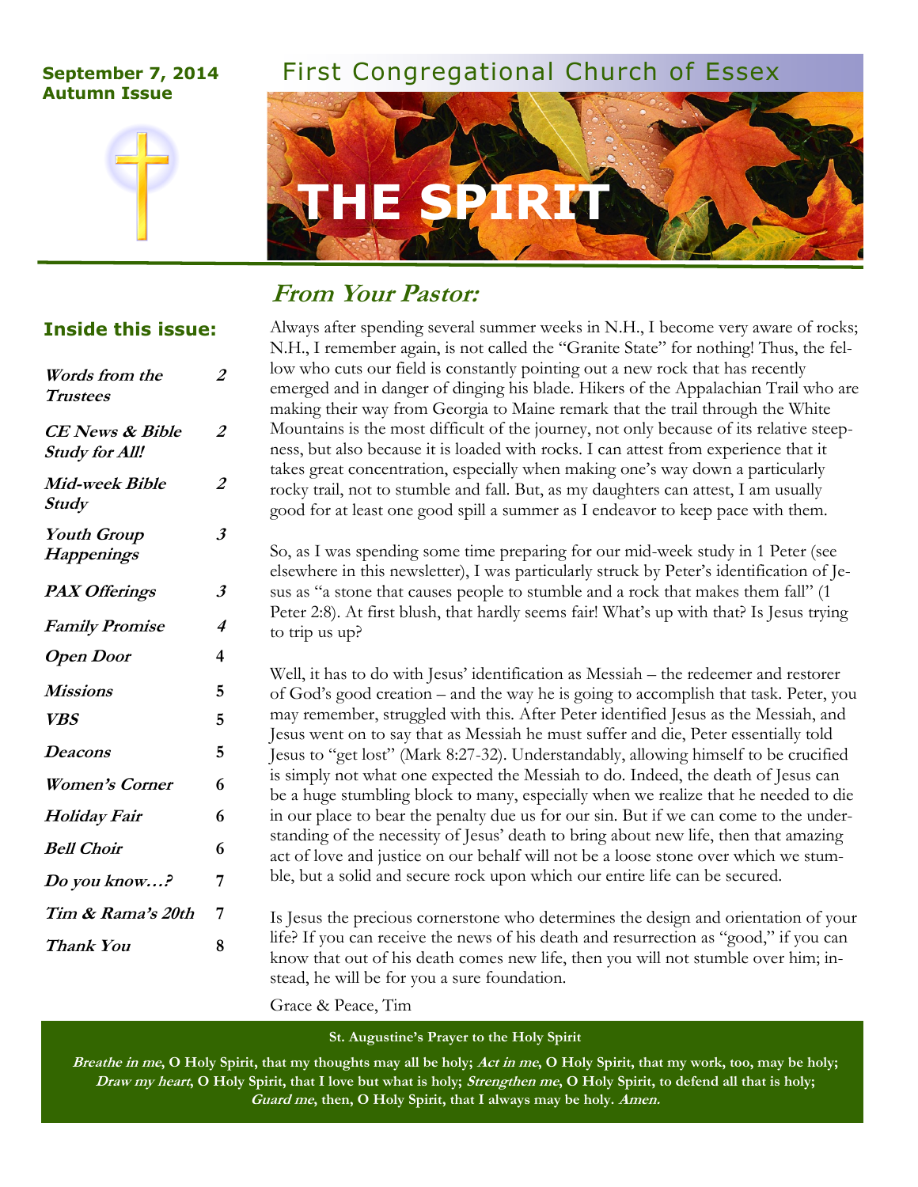**September 7, 2014**
**Autumn Issue**

# First Congregational Church of Essex

# THE SPIRIT

## Inside this issue:

| | |
|---|---|
| *Words from the Trustees* | *2* |
| *CE News & Bible Study for All!* | *2* |
| *Mid-week Bible Study* | *2* |
| *Youth Group Happenings* | *3* |
| *PAX Offerings* | *3* |
| *Family Promise* | *4* |
| *Open Door* | 4 |
| *Missions* | 5 |
| *VBS* | 5 |
| *Deacons* | 5 |
| *Women's Corner* | 6 |
| *Holiday Fair* | 6 |
| *Bell Choir* | 6 |
| *Do you know…?* | 7 |
| *Tim & Rama's 20th* | 7 |
| *Thank You* | 8 |

## *From Your Pastor:*

Always after spending several summer weeks in N.H., I become very aware of rocks; N.H., I remember again, is not called the "Granite State" for nothing! Thus, the fellow who cuts our field is constantly pointing out a new rock that has recently emerged and in danger of dinging his blade. Hikers of the Appalachian Trail who are making their way from Georgia to Maine remark that the trail through the White Mountains is the most difficult of the journey, not only because of its relative steepness, but also because it is loaded with rocks. I can attest from experience that it takes great concentration, especially when making one's way down a particularly rocky trail, not to stumble and fall. But, as my daughters can attest, I am usually good for at least one good spill a summer as I endeavor to keep pace with them.

So, as I was spending some time preparing for our mid-week study in 1 Peter (see elsewhere in this newsletter), I was particularly struck by Peter's identification of Jesus as "a stone that causes people to stumble and a rock that makes them fall" (1 Peter 2:8). At first blush, that hardly seems fair! What's up with that? Is Jesus trying to trip us up?

Well, it has to do with Jesus' identification as Messiah – the redeemer and restorer of God's good creation – and the way he is going to accomplish that task. Peter, you may remember, struggled with this. After Peter identified Jesus as the Messiah, and Jesus went on to say that as Messiah he must suffer and die, Peter essentially told Jesus to "get lost" (Mark 8:27-32). Understandably, allowing himself to be crucified is simply not what one expected the Messiah to do. Indeed, the death of Jesus can be a huge stumbling block to many, especially when we realize that he needed to die in our place to bear the penalty due us for our sin. But if we can come to the understanding of the necessity of Jesus' death to bring about new life, then that amazing act of love and justice on our behalf will not be a loose stone over which we stumble, but a solid and secure rock upon which our entire life can be secured.

Is Jesus the precious cornerstone who determines the design and orientation of your life? If you can receive the news of his death and resurrection as "good," if you can know that out of his death comes new life, then you will not stumble over him; instead, he will be for you a sure foundation.

Grace & Peace, Tim

**St. Augustine's Prayer to the Holy Spirit**

***Breathe in me*, O Holy Spirit, that my thoughts may all be holy; *Act in me*, O Holy Spirit, that my work, too, may be holy; *Draw my heart*, O Holy Spirit, that I love but what is holy; *Strengthen me*, O Holy Spirit, to defend all that is holy; *Guard me*, then, O Holy Spirit, that I always may be holy. *Amen.***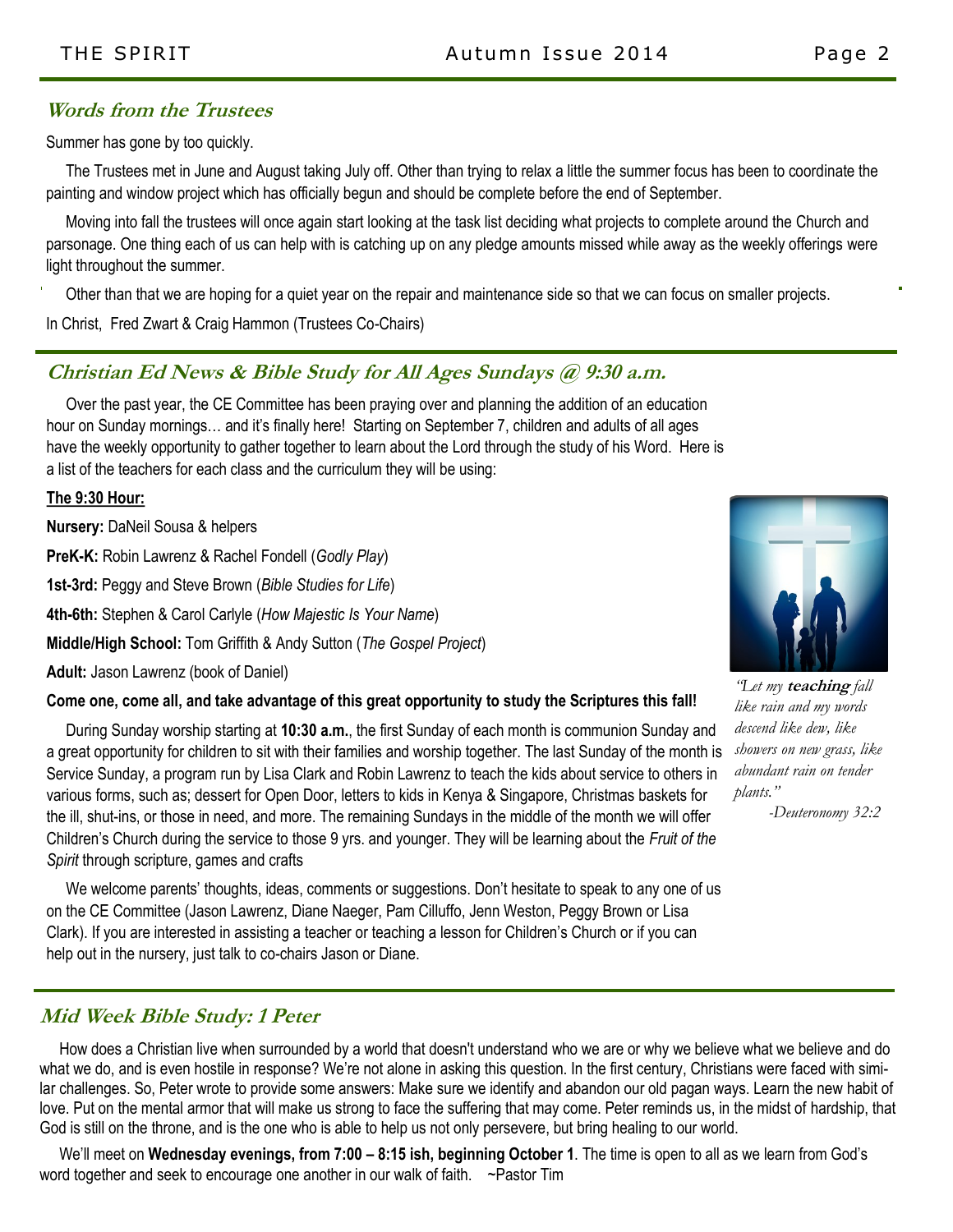## Words from the Trustees

Summer has gone by too quickly.

The Trustees met in June and August taking July off. Other than trying to relax a little the summer focus has been to coordinate the painting and window project which has officially begun and should be complete before the end of September.

Moving into fall the trustees will once again start looking at the task list deciding what projects to complete around the Church and parsonage. One thing each of us can help with is catching up on any pledge amounts missed while away as the weekly offerings were light throughout the summer.

Other than that we are hoping for a quiet year on the repair and maintenance side so that we can focus on smaller projects.

In Christ, Fred Zwart & Craig Hammon (Trustees Co-Chairs)

## Christian Ed News & Bible Study for All Ages Sundays @ 9:30 a.m.

Over the past year, the CE Committee has been praying over and planning the addition of an education hour on Sunday mornings… and it's finally here! Starting on September 7, children and adults of all ages have the weekly opportunity to gather together to learn about the Lord through the study of his Word. Here is a list of the teachers for each class and the curriculum they will be using:

**The 9:30 Hour:**

**Nursery:** DaNeil Sousa & helpers

**PreK-K:** Robin Lawrenz & Rachel Fondell (*Godly Play*)

**1st-3rd:** Peggy and Steve Brown (*Bible Studies for Life*)

**4th-6th:** Stephen & Carol Carlyle (*How Majestic Is Your Name*)

**Middle/High School:** Tom Griffith & Andy Sutton (*The Gospel Project*)

**Adult:** Jason Lawrenz (book of Daniel)

**Come one, come all, and take advantage of this great opportunity to study the Scriptures this fall!**

During Sunday worship starting at **10:30 a.m.**, the first Sunday of each month is communion Sunday and a great opportunity for children to sit with their families and worship together. The last Sunday of the month is Service Sunday, a program run by Lisa Clark and Robin Lawrenz to teach the kids about service to others in various forms, such as; dessert for Open Door, letters to kids in Kenya & Singapore, Christmas baskets for the ill, shut-ins, or those in need, and more. The remaining Sundays in the middle of the month we will offer Children's Church during the service to those 9 yrs. and younger. They will be learning about the *Fruit of the Spirit* through scripture, games and crafts

We welcome parents' thoughts, ideas, comments or suggestions. Don't hesitate to speak to any one of us on the CE Committee (Jason Lawrenz, Diane Naeger, Pam Cilluffo, Jenn Weston, Peggy Brown or Lisa Clark). If you are interested in assisting a teacher or teaching a lesson for Children's Church or if you can help out in the nursery, just talk to co-chairs Jason or Diane.

*"Let my **teaching** fall like rain and my words descend like dew, like showers on new grass, like abundant rain on tender plants."*

*-Deuteronomy 32:2*

## Mid Week Bible Study: 1 Peter

How does a Christian live when surrounded by a world that doesn't understand who we are or why we believe what we believe and do what we do, and is even hostile in response? We're not alone in asking this question. In the first century, Christians were faced with similar challenges. So, Peter wrote to provide some answers: Make sure we identify and abandon our old pagan ways. Learn the new habit of love. Put on the mental armor that will make us strong to face the suffering that may come. Peter reminds us, in the midst of hardship, that God is still on the throne, and is the one who is able to help us not only persevere, but bring healing to our world.

We'll meet on **Wednesday evenings, from 7:00 – 8:15 ish, beginning October 1**. The time is open to all as we learn from God's word together and seek to encourage one another in our walk of faith. ~Pastor Tim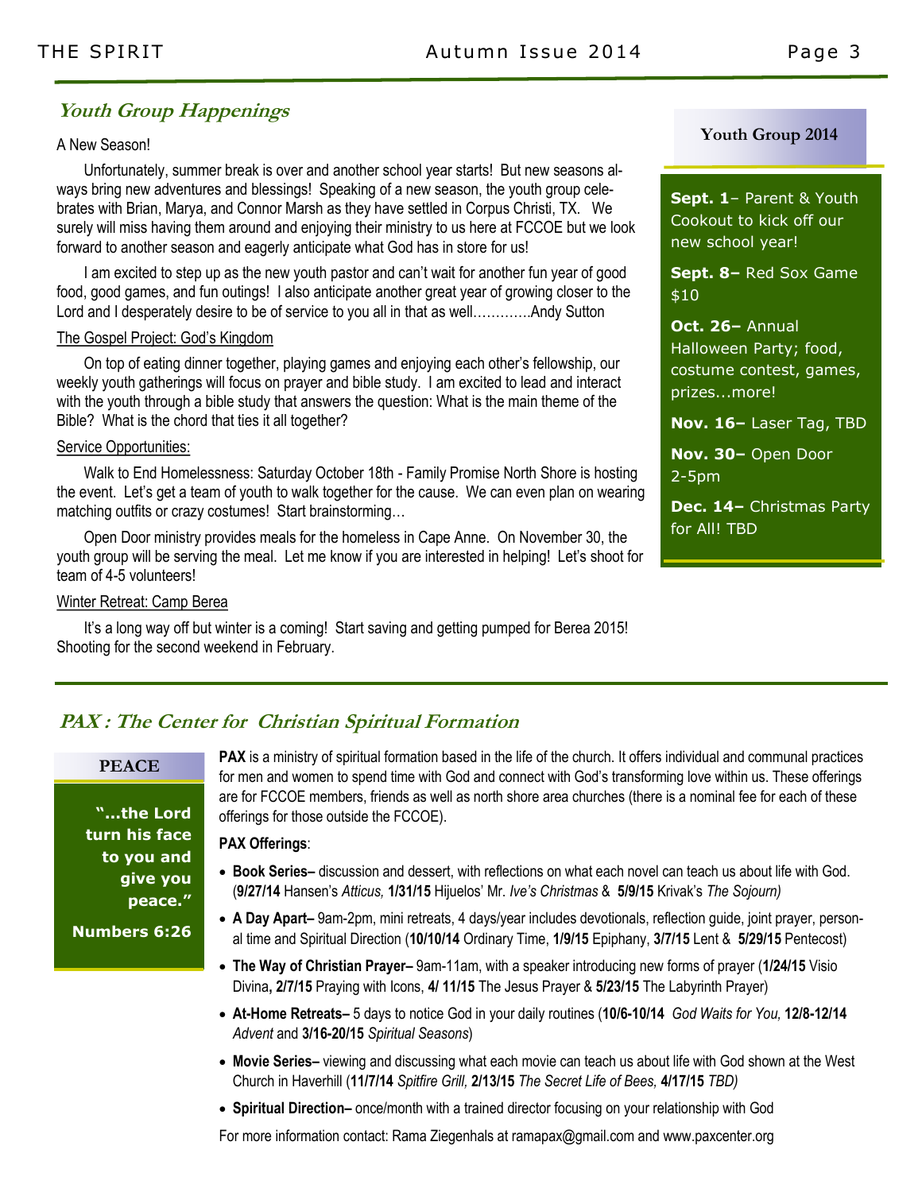## Youth Group Happenings

A New Season!

Unfortunately, summer break is over and another school year starts! But new seasons always bring new adventures and blessings! Speaking of a new season, the youth group celebrates with Brian, Marya, and Connor Marsh as they have settled in Corpus Christi, TX. We surely will miss having them around and enjoying their ministry to us here at FCCOE but we look forward to another season and eagerly anticipate what God has in store for us!

I am excited to step up as the new youth pastor and can't wait for another fun year of good food, good games, and fun outings! I also anticipate another great year of growing closer to the Lord and I desperately desire to be of service to you all in that as well…………Andy Sutton

The Gospel Project: God's Kingdom

On top of eating dinner together, playing games and enjoying each other's fellowship, our weekly youth gatherings will focus on prayer and bible study. I am excited to lead and interact with the youth through a bible study that answers the question: What is the main theme of the Bible? What is the chord that ties it all together?

Service Opportunities:

Walk to End Homelessness: Saturday October 18th - Family Promise North Shore is hosting the event. Let's get a team of youth to walk together for the cause. We can even plan on wearing matching outfits or crazy costumes! Start brainstorming…

Open Door ministry provides meals for the homeless in Cape Anne. On November 30, the youth group will be serving the meal. Let me know if you are interested in helping! Let's shoot for team of 4-5 volunteers!

Winter Retreat: Camp Berea

It's a long way off but winter is a coming! Start saving and getting pumped for Berea 2015! Shooting for the second weekend in February.

### Youth Group 2014

**Sept. 1**– Parent & Youth Cookout to kick off our new school year!

**Sept. 8–** Red Sox Game $10

**Oct. 26–** Annual Halloween Party; food, costume contest, games, prizes...more!

**Nov. 16–** Laser Tag, TBD

**Nov. 30–** Open Door 2-5pm

**Dec. 14–** Christmas Party for All! TBD

## PAX : The Center for Christian Spiritual Formation

### PEACE

**"...the Lord turn his face to you and give you peace."**

**Numbers 6:26**

**PAX** is a ministry of spiritual formation based in the life of the church. It offers individual and communal practices for men and women to spend time with God and connect with God's transforming love within us. These offerings are for FCCOE members, friends as well as north shore area churches (there is a nominal fee for each of these offerings for those outside the FCCOE).

**PAX Offerings**:

- **Book Series–** discussion and dessert, with reflections on what each novel can teach us about life with God. (**9/27/14** Hansen's *Atticus,* **1/31/15** Hijuelos' Mr. *Ive's Christmas* & **5/9/15** Krivak's *The Sojourn)*
- **A Day Apart–** 9am-2pm, mini retreats, 4 days/year includes devotionals, reflection guide, joint prayer, personal time and Spiritual Direction (**10/10/14** Ordinary Time, **1/9/15** Epiphany, **3/7/15** Lent & **5/29/15** Pentecost)
- **The Way of Christian Prayer–** 9am-11am, with a speaker introducing new forms of prayer (**1/24/15** Visio Divina**, 2/7/15** Praying with Icons, **4/ 11/15** The Jesus Prayer & **5/23/15** The Labyrinth Prayer)
- **At-Home Retreats–** 5 days to notice God in your daily routines (**10/6-10/14** *God Waits for You,* **12/8-12/14** *Advent* and **3/16-20/15** *Spiritual Seasons*)
- **Movie Series–** viewing and discussing what each movie can teach us about life with God shown at the West Church in Haverhill (**11/7/14** *Spitfire Grill,* **2/13/15** *The Secret Life of Bees,* **4/17/15** *TBD)*
- **Spiritual Direction–** once/month with a trained director focusing on your relationship with God

For more information contact: Rama Ziegenhals at ramapax@gmail.com and www.paxcenter.org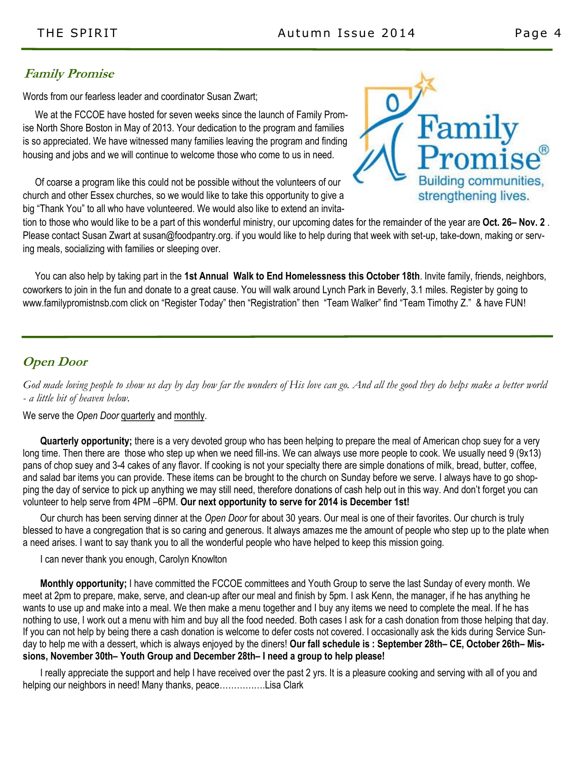## Family Promise

Words from our fearless leader and coordinator Susan Zwart;

We at the FCCOE have hosted for seven weeks since the launch of Family Promise North Shore Boston in May of 2013. Your dedication to the program and families is so appreciated. We have witnessed many families leaving the program and finding housing and jobs and we will continue to welcome those who come to us in need.

Of coarse a program like this could not be possible without the volunteers of our church and other Essex churches, so we would like to take this opportunity to give a big "Thank You" to all who have volunteered. We would also like to extend an invitation to those who would like to be a part of this wonderful ministry, our upcoming dates for the remainder of the year are **Oct. 26– Nov. 2** . Please contact Susan Zwart at susan@foodpantry.org. if you would like to help during that week with set-up, take-down, making or serving meals, socializing with families or sleeping over.

You can also help by taking part in the **1st Annual Walk to End Homelessness this October 18th**. Invite family, friends, neighbors, coworkers to join in the fun and donate to a great cause. You will walk around Lynch Park in Beverly, 3.1 miles. Register by going to www.familypromistnsb.com click on "Register Today" then "Registration" then "Team Walker" find "Team Timothy Z." & have FUN!

## Open Door

*God made loving people to show us day by day how far the wonders of His love can go. And all the good they do helps make a better world - a little bit of heaven below.*

We serve the *Open Door* quarterly and monthly.

**Quarterly opportunity;** there is a very devoted group who has been helping to prepare the meal of American chop suey for a very long time. Then there are those who step up when we need fill-ins. We can always use more people to cook. We usually need 9 (9x13) pans of chop suey and 3-4 cakes of any flavor. If cooking is not your specialty there are simple donations of milk, bread, butter, coffee, and salad bar items you can provide. These items can be brought to the church on Sunday before we serve. I always have to go shopping the day of service to pick up anything we may still need, therefore donations of cash help out in this way. And don't forget you can volunteer to help serve from 4PM –6PM. **Our next opportunity to serve for 2014 is December 1st!**

Our church has been serving dinner at the *Open Door* for about 30 years. Our meal is one of their favorites. Our church is truly blessed to have a congregation that is so caring and generous. It always amazes me the amount of people who step up to the plate when a need arises. I want to say thank you to all the wonderful people who have helped to keep this mission going.

I can never thank you enough, Carolyn Knowlton

**Monthly opportunity;** I have committed the FCCOE committees and Youth Group to serve the last Sunday of every month. We meet at 2pm to prepare, make, serve, and clean-up after our meal and finish by 5pm. I ask Kenn, the manager, if he has anything he wants to use up and make into a meal. We then make a menu together and I buy any items we need to complete the meal. If he has nothing to use, I work out a menu with him and buy all the food needed. Both cases I ask for a cash donation from those helping that day. If you can not help by being there a cash donation is welcome to defer costs not covered. I occasionally ask the kids during Service Sunday to help me with a dessert, which is always enjoyed by the diners! **Our fall schedule is : September 28th– CE, October 26th– Missions, November 30th– Youth Group and December 28th– I need a group to help please!**

I really appreciate the support and help I have received over the past 2 yrs. It is a pleasure cooking and serving with all of you and helping our neighbors in need! Many thanks, peace…………….Lisa Clark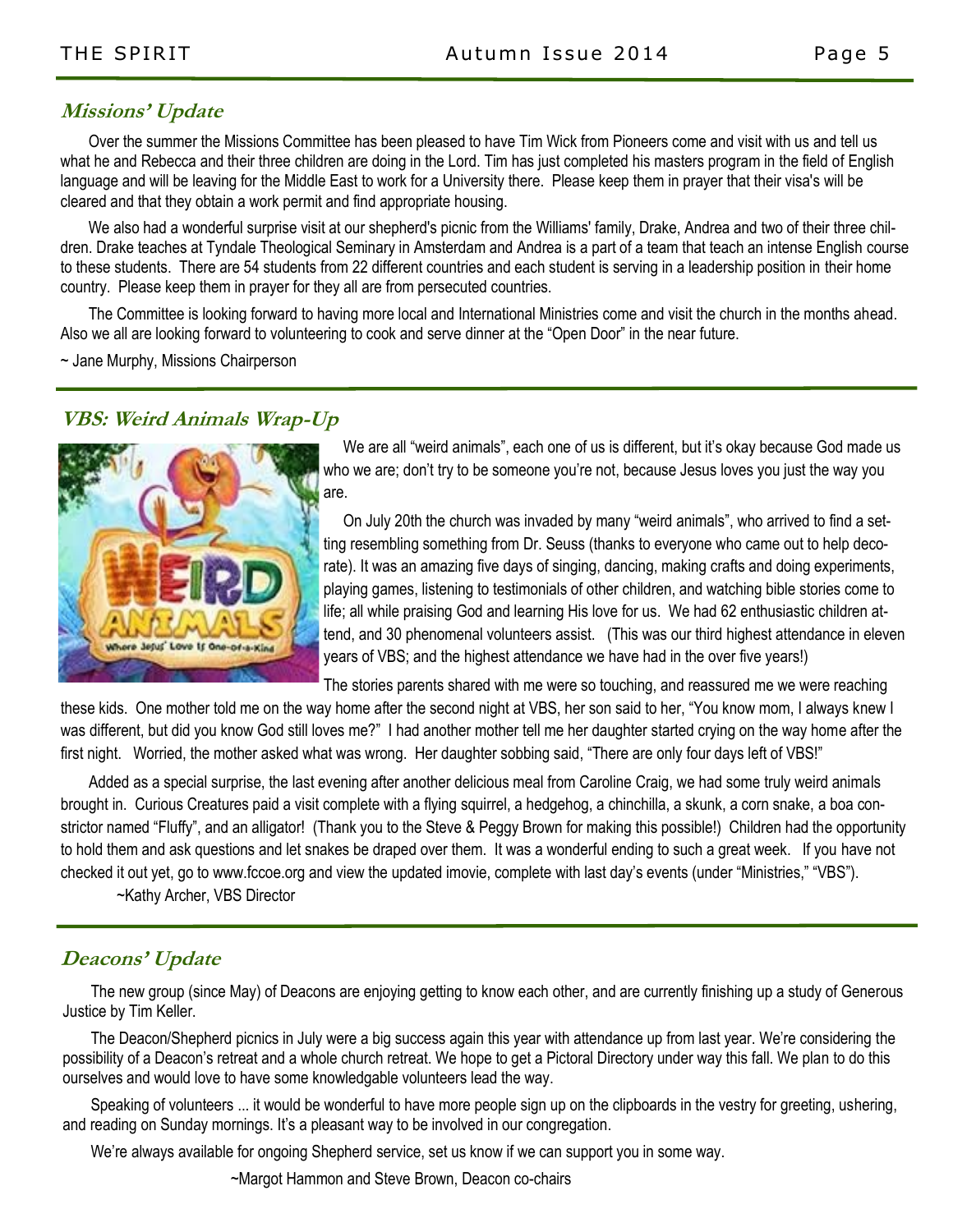## Missions' Update

Over the summer the Missions Committee has been pleased to have Tim Wick from Pioneers come and visit with us and tell us what he and Rebecca and their three children are doing in the Lord. Tim has just completed his masters program in the field of English language and will be leaving for the Middle East to work for a University there. Please keep them in prayer that their visa's will be cleared and that they obtain a work permit and find appropriate housing.

We also had a wonderful surprise visit at our shepherd's picnic from the Williams' family, Drake, Andrea and two of their three children. Drake teaches at Tyndale Theological Seminary in Amsterdam and Andrea is a part of a team that teach an intense English course to these students. There are 54 students from 22 different countries and each student is serving in a leadership position in their home country. Please keep them in prayer for they all are from persecuted countries.

The Committee is looking forward to having more local and International Ministries come and visit the church in the months ahead. Also we all are looking forward to volunteering to cook and serve dinner at the "Open Door" in the near future.

~ Jane Murphy, Missions Chairperson

## VBS: Weird Animals Wrap-Up

We are all "weird animals", each one of us is different, but it's okay because God made us who we are; don't try to be someone you're not, because Jesus loves you just the way you are.

On July 20th the church was invaded by many "weird animals", who arrived to find a setting resembling something from Dr. Seuss (thanks to everyone who came out to help decorate). It was an amazing five days of singing, dancing, making crafts and doing experiments, playing games, listening to testimonials of other children, and watching bible stories come to life; all while praising God and learning His love for us. We had 62 enthusiastic children attend, and 30 phenomenal volunteers assist. (This was our third highest attendance in eleven years of VBS; and the highest attendance we have had in the over five years!)

The stories parents shared with me were so touching, and reassured me we were reaching these kids. One mother told me on the way home after the second night at VBS, her son said to her, "You know mom, I always knew I was different, but did you know God still loves me?" I had another mother tell me her daughter started crying on the way home after the first night. Worried, the mother asked what was wrong. Her daughter sobbing said, "There are only four days left of VBS!"

Added as a special surprise, the last evening after another delicious meal from Caroline Craig, we had some truly weird animals brought in. Curious Creatures paid a visit complete with a flying squirrel, a hedgehog, a chinchilla, a skunk, a corn snake, a boa constrictor named "Fluffy", and an alligator! (Thank you to the Steve & Peggy Brown for making this possible!) Children had the opportunity to hold them and ask questions and let snakes be draped over them. It was a wonderful ending to such a great week. If you have not checked it out yet, go to www.fccoe.org and view the updated imovie, complete with last day's events (under "Ministries," "VBS").

~Kathy Archer, VBS Director

## Deacons' Update

The new group (since May) of Deacons are enjoying getting to know each other, and are currently finishing up a study of Generous Justice by Tim Keller.

The Deacon/Shepherd picnics in July were a big success again this year with attendance up from last year. We're considering the possibility of a Deacon's retreat and a whole church retreat. We hope to get a Pictoral Directory under way this fall. We plan to do this ourselves and would love to have some knowledgable volunteers lead the way.

Speaking of volunteers ... it would be wonderful to have more people sign up on the clipboards in the vestry for greeting, ushering, and reading on Sunday mornings. It's a pleasant way to be involved in our congregation.

We're always available for ongoing Shepherd service, set us know if we can support you in some way.

~Margot Hammon and Steve Brown, Deacon co-chairs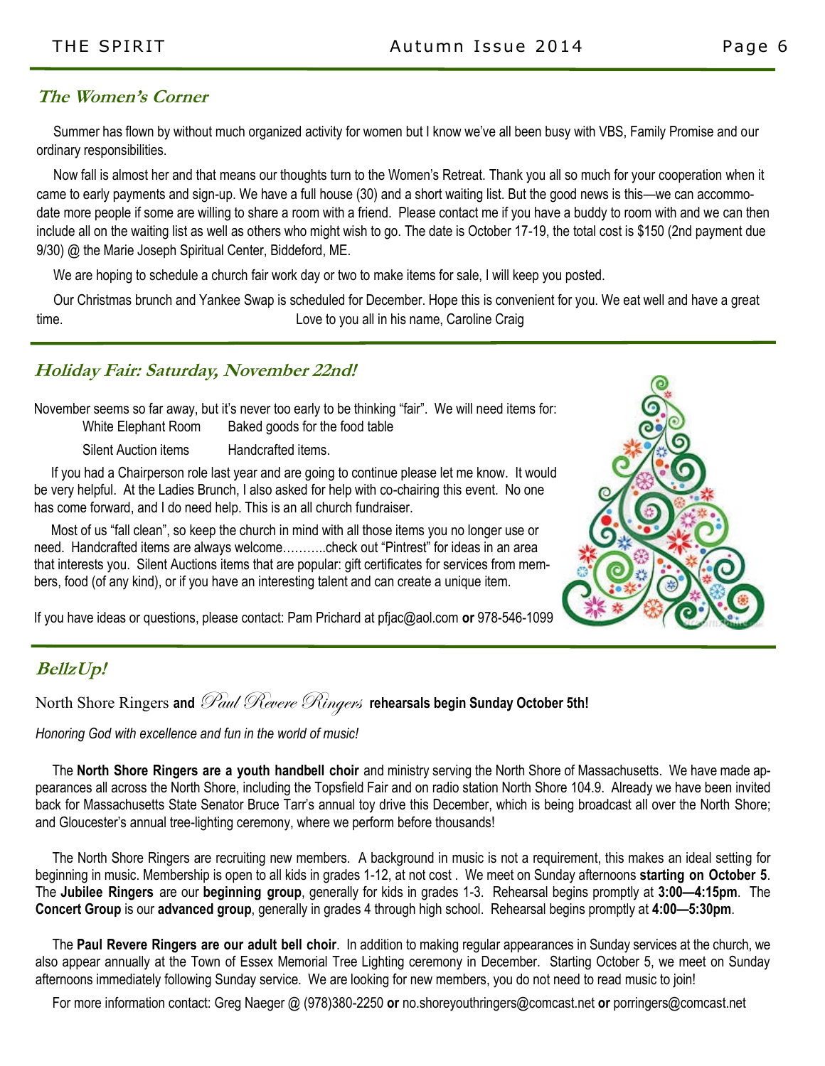## The Women's Corner

Summer has flown by without much organized activity for women but I know we've all been busy with VBS, Family Promise and our ordinary responsibilities.

Now fall is almost her and that means our thoughts turn to the Women's Retreat. Thank you all so much for your cooperation when it came to early payments and sign-up. We have a full house (30) and a short waiting list. But the good news is this—we can accommodate more people if some are willing to share a room with a friend. Please contact me if you have a buddy to room with and we can then include all on the waiting list as well as others who might wish to go. The date is October 17-19, the total cost is $150 (2nd payment due 9/30) @ the Marie Joseph Spiritual Center, Biddeford, ME.

We are hoping to schedule a church fair work day or two to make items for sale, I will keep you posted.

Our Christmas brunch and Yankee Swap is scheduled for December. Hope this is convenient for you. We eat well and have a great time.

Love to you all in his name, Caroline Craig

## Holiday Fair: Saturday, November 22nd!

November seems so far away, but it's never too early to be thinking "fair". We will need items for:

White Elephant Room        Baked goods for the food table

Silent Auction items        Handcrafted items.

If you had a Chairperson role last year and are going to continue please let me know. It would be very helpful. At the Ladies Brunch, I also asked for help with co-chairing this event. No one has come forward, and I do need help. This is an all church fundraiser.

Most of us "fall clean", so keep the church in mind with all those items you no longer use or need. Handcrafted items are always welcome……….check out "Pintrest" for ideas in an area that interests you. Silent Auctions items that are popular: gift certificates for services from members, food (of any kind), or if you have an interesting talent and can create a unique item.

If you have ideas or questions, please contact: Pam Prichard at pfjac@aol.com **or** 978-546-1099

## BellzUp!

North Shore Ringers **and** *Paul Revere Ringers* **rehearsals begin Sunday October 5th!**

*Honoring God with excellence and fun in the world of music!*

The **North Shore Ringers are a youth handbell choir** and ministry serving the North Shore of Massachusetts. We have made appearances all across the North Shore, including the Topsfield Fair and on radio station North Shore 104.9. Already we have been invited back for Massachusetts State Senator Bruce Tarr's annual toy drive this December, which is being broadcast all over the North Shore; and Gloucester's annual tree-lighting ceremony, where we perform before thousands!

The North Shore Ringers are recruiting new members. A background in music is not a requirement, this makes an ideal setting for beginning in music. Membership is open to all kids in grades 1-12, at not cost . We meet on Sunday afternoons **starting on October 5**. The **Jubilee Ringers** are our **beginning group**, generally for kids in grades 1-3. Rehearsal begins promptly at **3:00—4:15pm**. The **Concert Group** is our **advanced group**, generally in grades 4 through high school. Rehearsal begins promptly at **4:00—5:30pm**.

The **Paul Revere Ringers are our adult bell choir**. In addition to making regular appearances in Sunday services at the church, we also appear annually at the Town of Essex Memorial Tree Lighting ceremony in December. Starting October 5, we meet on Sunday afternoons immediately following Sunday service. We are looking for new members, you do not need to read music to join!

For more information contact: Greg Naeger @ (978)380-2250 **or** no.shoreyouthringers@comcast.net **or** porringers@comcast.net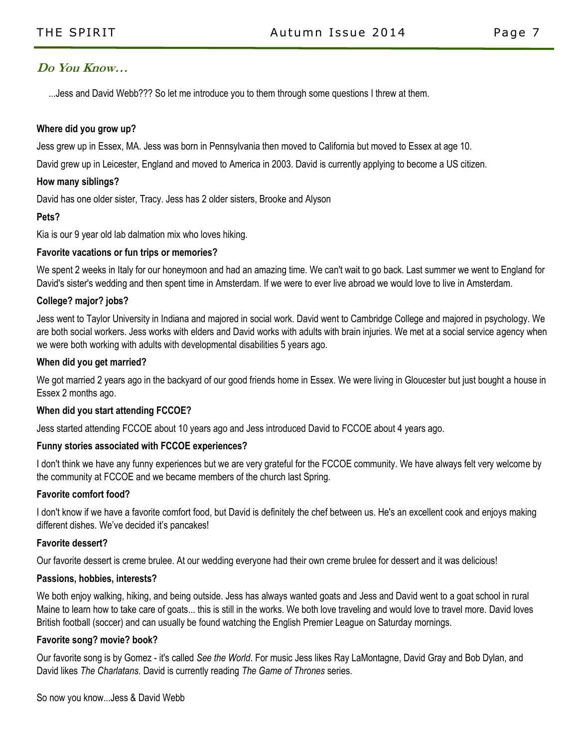## *Do You Know…*

...Jess and David Webb??? So let me introduce you to them through some questions I threw at them.

**Where did you grow up?**

Jess grew up in Essex, MA. Jess was born in Pennsylvania then moved to California but moved to Essex at age 10.

David grew up in Leicester, England and moved to America in 2003. David is currently applying to become a US citizen.

**How many siblings?**

David has one older sister, Tracy. Jess has 2 older sisters, Brooke and Alyson

**Pets?**

Kia is our 9 year old lab dalmation mix who loves hiking.

**Favorite vacations or fun trips or memories?**

We spent 2 weeks in Italy for our honeymoon and had an amazing time. We can't wait to go back. Last summer we went to England for David's sister's wedding and then spent time in Amsterdam. If we were to ever live abroad we would love to live in Amsterdam.

**College? major? jobs?**

Jess went to Taylor University in Indiana and majored in social work. David went to Cambridge College and majored in psychology. We are both social workers. Jess works with elders and David works with adults with brain injuries. We met at a social service agency when we were both working with adults with developmental disabilities 5 years ago.

**When did you get married?**

We got married 2 years ago in the backyard of our good friends home in Essex. We were living in Gloucester but just bought a house in Essex 2 months ago.

**When did you start attending FCCOE?**

Jess started attending FCCOE about 10 years ago and Jess introduced David to FCCOE about 4 years ago.

**Funny stories associated with FCCOE experiences?**

I don't think we have any funny experiences but we are very grateful for the FCCOE community. We have always felt very welcome by the community at FCCOE and we became members of the church last Spring.

**Favorite comfort food?**

I don't know if we have a favorite comfort food, but David is definitely the chef between us. He's an excellent cook and enjoys making different dishes. We've decided it's pancakes!

**Favorite dessert?**

Our favorite dessert is creme brulee. At our wedding everyone had their own creme brulee for dessert and it was delicious!

**Passions, hobbies, interests?**

We both enjoy walking, hiking, and being outside. Jess has always wanted goats and Jess and David went to a goat school in rural Maine to learn how to take care of goats... this is still in the works. We both love traveling and would love to travel more. David loves British football (soccer) and can usually be found watching the English Premier League on Saturday mornings.

**Favorite song? movie? book?**

Our favorite song is by Gomez - it's called *See the World*. For music Jess likes Ray LaMontagne, David Gray and Bob Dylan, and David likes *The Charlatans*. David is currently reading *The Game of Thrones* series.

So now you know...Jess & David Webb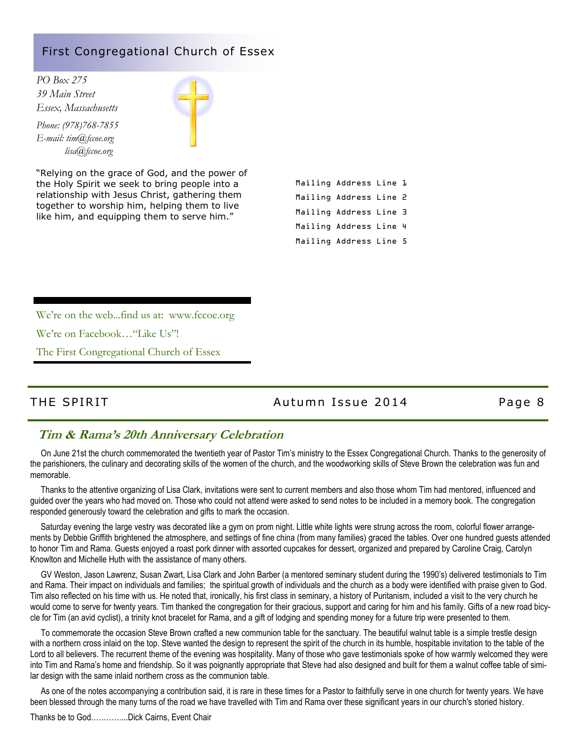## First Congregational Church of Essex

*PO Box 275*
*39 Main Street*
*Essex, Massachusetts*

*Phone: (978)768-7855*
*E-mail: tim@fccoe.org*
*lisa@fccoe.org*

"Relying on the grace of God, and the power of the Holy Spirit we seek to bring people into a relationship with Jesus Christ, gathering them together to worship him, helping them to live like him, and equipping them to serve him."

Mailing Address Line 1
Mailing Address Line 2
Mailing Address Line 3
Mailing Address Line 4
Mailing Address Line 5

We're on the web...find us at: www.fccoe.org

We're on Facebook…"Like Us"!

The First Congregational Church of Essex

### *Tim & Rama's 20th Anniversary Celebration*

On June 21st the church commemorated the twentieth year of Pastor Tim's ministry to the Essex Congregational Church. Thanks to the generosity of the parishioners, the culinary and decorating skills of the women of the church, and the woodworking skills of Steve Brown the celebration was fun and memorable.

Thanks to the attentive organizing of Lisa Clark, invitations were sent to current members and also those whom Tim had mentored, influenced and guided over the years who had moved on. Those who could not attend were asked to send notes to be included in a memory book. The congregation responded generously toward the celebration and gifts to mark the occasion.

Saturday evening the large vestry was decorated like a gym on prom night. Little white lights were strung across the room, colorful flower arrangements by Debbie Griffith brightened the atmosphere, and settings of fine china (from many families) graced the tables. Over one hundred guests attended to honor Tim and Rama. Guests enjoyed a roast pork dinner with assorted cupcakes for dessert, organized and prepared by Caroline Craig, Carolyn Knowlton and Michelle Huth with the assistance of many others.

GV Weston, Jason Lawrenz, Susan Zwart, Lisa Clark and John Barber (a mentored seminary student during the 1990's) delivered testimonials to Tim and Rama. Their impact on individuals and families; the spiritual growth of individuals and the church as a body were identified with praise given to God. Tim also reflected on his time with us. He noted that, ironically, his first class in seminary, a history of Puritanism, included a visit to the very church he would come to serve for twenty years. Tim thanked the congregation for their gracious, support and caring for him and his family. Gifts of a new road bicycle for Tim (an avid cyclist), a trinity knot bracelet for Rama, and a gift of lodging and spending money for a future trip were presented to them.

To commemorate the occasion Steve Brown crafted a new communion table for the sanctuary. The beautiful walnut table is a simple trestle design with a northern cross inlaid on the top. Steve wanted the design to represent the spirit of the church in its humble, hospitable invitation to the table of the Lord to all believers. The recurrent theme of the evening was hospitality. Many of those who gave testimonials spoke of how warmly welcomed they were into Tim and Rama's home and friendship. So it was poignantly appropriate that Steve had also designed and built for them a walnut coffee table of similar design with the same inlaid northern cross as the communion table.

As one of the notes accompanying a contribution said, it is rare in these times for a Pastor to faithfully serve in one church for twenty years. We have been blessed through the many turns of the road we have travelled with Tim and Rama over these significant years in our church's storied history.

Thanks be to God…………...Dick Cairns, Event Chair